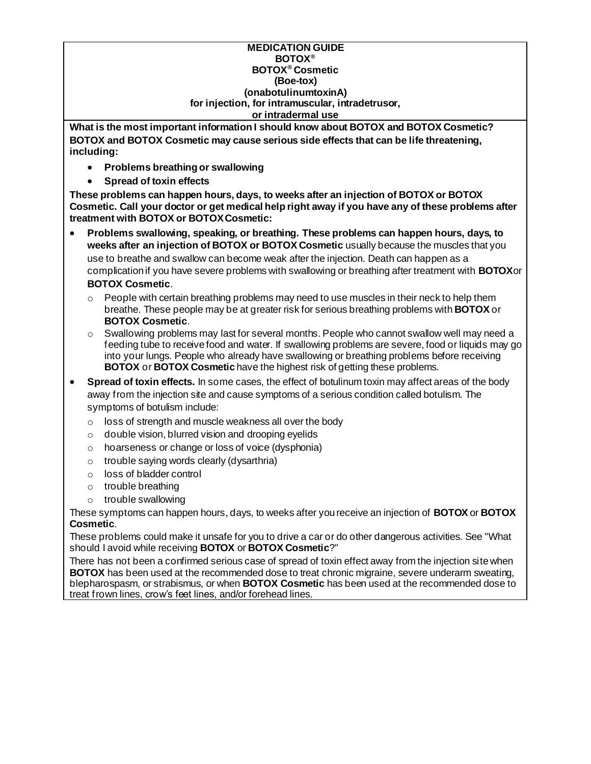# MEDICATION GUIDE
## BOTOX®
## BOTOX® Cosmetic
### (Boe-tox)
### (onabotulinumtoxinA)
### for injection, for intramuscular, intradetrusor, or intradermal use

**What is the most important information I should know about BOTOX and BOTOX Cosmetic?**

**BOTOX and BOTOX Cosmetic may cause serious side effects that can be life threatening, including:**

- **Problems breathing or swallowing**
- **Spread of toxin effects**

**These problems can happen hours, days, to weeks after an injection of BOTOX or BOTOX Cosmetic. Call your doctor or get medical help right away if you have any of these problems after treatment with BOTOX or BOTOX Cosmetic:**

- **Problems swallowing, speaking, or breathing. These problems can happen hours, days, to weeks after an injection of BOTOX or BOTOX Cosmetic** usually because the muscles that you use to breathe and swallow can become weak after the injection. Death can happen as a complication if you have severe problems with swallowing or breathing after treatment with **BOTOX** or **BOTOX Cosmetic**.
  - People with certain breathing problems may need to use muscles in their neck to help them breathe. These people may be at greater risk for serious breathing problems with **BOTOX** or **BOTOX Cosmetic**.
  - Swallowing problems may last for several months. People who cannot swallow well may need a feeding tube to receive food and water. If swallowing problems are severe, food or liquids may go into your lungs. People who already have swallowing or breathing problems before receiving **BOTOX** or **BOTOX Cosmetic** have the highest risk of getting these problems.
- **Spread of toxin effects.** In some cases, the effect of botulinum toxin may affect areas of the body away from the injection site and cause symptoms of a serious condition called botulism. The symptoms of botulism include:
  - loss of strength and muscle weakness all over the body
  - double vision, blurred vision and drooping eyelids
  - hoarseness or change or loss of voice (dysphonia)
  - trouble saying words clearly (dysarthria)
  - loss of bladder control
  - trouble breathing
  - trouble swallowing

These symptoms can happen hours, days, to weeks after you receive an injection of **BOTOX** or **BOTOX Cosmetic**.

These problems could make it unsafe for you to drive a car or do other dangerous activities. See "What should I avoid while receiving **BOTOX** or **BOTOX Cosmetic**?"

There has not been a confirmed serious case of spread of toxin effect away from the injection site when **BOTOX** has been used at the recommended dose to treat chronic migraine, severe underarm sweating, blepharospasm, or strabismus, or when **BOTOX Cosmetic** has been used at the recommended dose to treat frown lines, crow's feet lines, and/or forehead lines.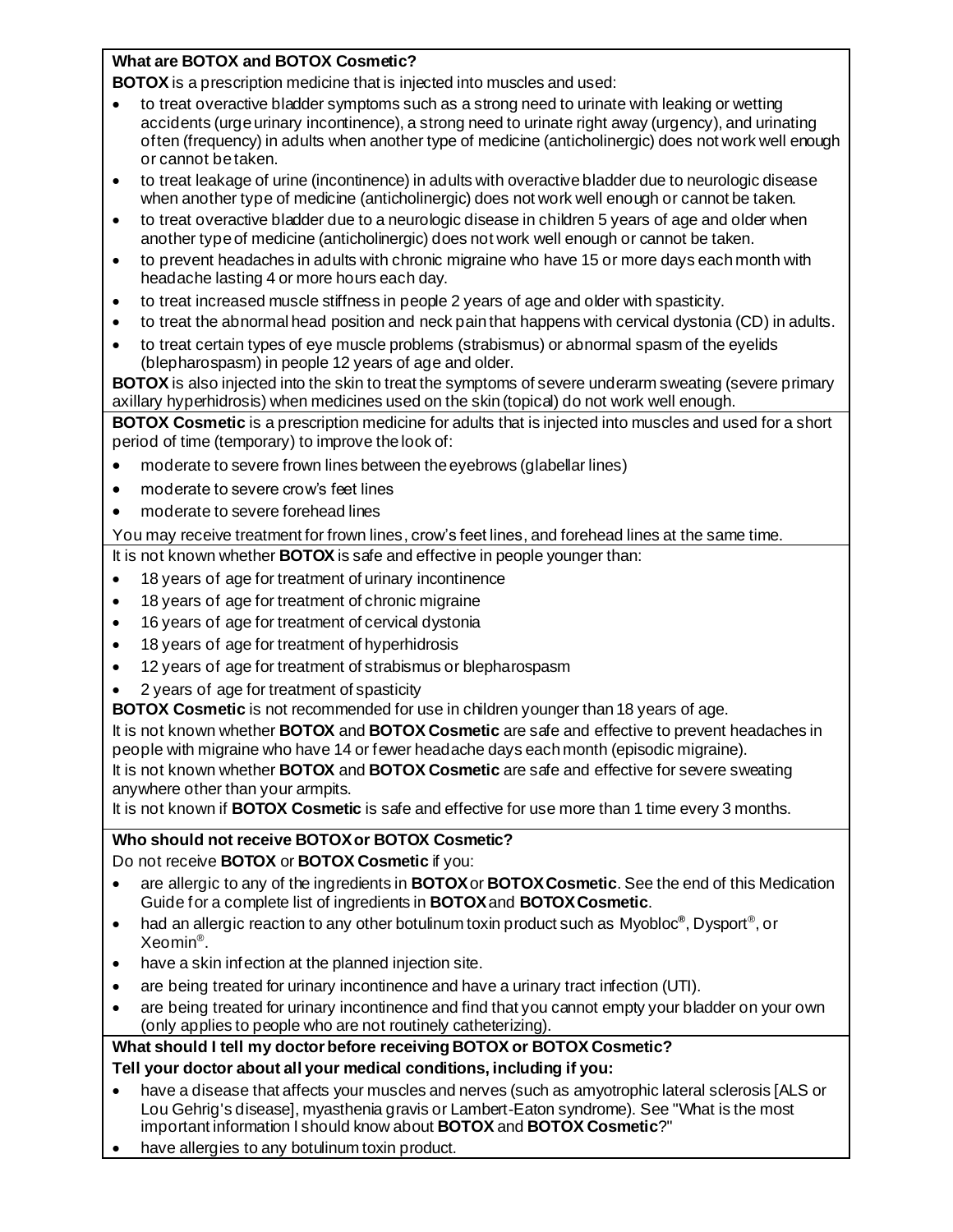**What are BOTOX and BOTOX Cosmetic?**

**BOTOX** is a prescription medicine that is injected into muscles and used:

- to treat overactive bladder symptoms such as a strong need to urinate with leaking or wetting accidents (urge urinary incontinence), a strong need to urinate right away (urgency), and urinating often (frequency) in adults when another type of medicine (anticholinergic) does not work well enough or cannot be taken.
- to treat leakage of urine (incontinence) in adults with overactive bladder due to neurologic disease when another type of medicine (anticholinergic) does not work well enough or cannot be taken.
- to treat overactive bladder due to a neurologic disease in children 5 years of age and older when another type of medicine (anticholinergic) does not work well enough or cannot be taken.
- to prevent headaches in adults with chronic migraine who have 15 or more days each month with headache lasting 4 or more hours each day.
- to treat increased muscle stiffness in people 2 years of age and older with spasticity.
- to treat the abnormal head position and neck pain that happens with cervical dystonia (CD) in adults.
- to treat certain types of eye muscle problems (strabismus) or abnormal spasm of the eyelids (blepharospasm) in people 12 years of age and older.

**BOTOX** is also injected into the skin to treat the symptoms of severe underarm sweating (severe primary axillary hyperhidrosis) when medicines used on the skin (topical) do not work well enough.

**BOTOX Cosmetic** is a prescription medicine for adults that is injected into muscles and used for a short period of time (temporary) to improve the look of:

- moderate to severe frown lines between the eyebrows (glabellar lines)
- moderate to severe crow's feet lines
- moderate to severe forehead lines

You may receive treatment for frown lines, crow's feet lines, and forehead lines at the same time.

It is not known whether **BOTOX** is safe and effective in people younger than:

- 18 years of age for treatment of urinary incontinence
- 18 years of age for treatment of chronic migraine
- 16 years of age for treatment of cervical dystonia
- 18 years of age for treatment of hyperhidrosis
- 12 years of age for treatment of strabismus or blepharospasm
- 2 years of age for treatment of spasticity

**BOTOX Cosmetic** is not recommended for use in children younger than 18 years of age.

It is not known whether **BOTOX** and **BOTOX Cosmetic** are safe and effective to prevent headaches in people with migraine who have 14 or fewer headache days each month (episodic migraine).

It is not known whether **BOTOX** and **BOTOX Cosmetic** are safe and effective for severe sweating anywhere other than your armpits.

It is not known if **BOTOX Cosmetic** is safe and effective for use more than 1 time every 3 months.

**Who should not receive BOTOX or BOTOX Cosmetic?**

Do not receive **BOTOX** or **BOTOX Cosmetic** if you:

- are allergic to any of the ingredients in **BOTOX** or **BOTOX Cosmetic**. See the end of this Medication Guide for a complete list of ingredients in **BOTOX** and **BOTOX Cosmetic**.
- had an allergic reaction to any other botulinum toxin product such as Myobloc®, Dysport®, or Xeomin®.
- have a skin infection at the planned injection site.
- are being treated for urinary incontinence and have a urinary tract infection (UTI).
- are being treated for urinary incontinence and find that you cannot empty your bladder on your own (only applies to people who are not routinely catheterizing).

**What should I tell my doctor before receiving BOTOX or BOTOX Cosmetic?**

**Tell your doctor about all your medical conditions, including if you:**

- have a disease that affects your muscles and nerves (such as amyotrophic lateral sclerosis [ALS or Lou Gehrig's disease], myasthenia gravis or Lambert-Eaton syndrome). See "What is the most important information I should know about **BOTOX** and **BOTOX Cosmetic**?"
- have allergies to any botulinum toxin product.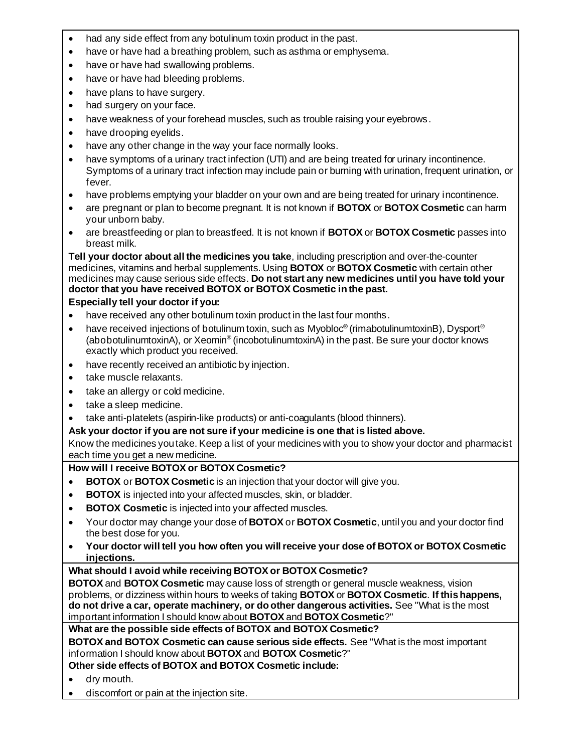- had any side effect from any botulinum toxin product in the past.
- have or have had a breathing problem, such as asthma or emphysema.
- have or have had swallowing problems.
- have or have had bleeding problems.
- have plans to have surgery.
- had surgery on your face.
- have weakness of your forehead muscles, such as trouble raising your eyebrows.
- have drooping eyelids.
- have any other change in the way your face normally looks.
- have symptoms of a urinary tract infection (UTI) and are being treated for urinary incontinence. Symptoms of a urinary tract infection may include pain or burning with urination, frequent urination, or fever.
- have problems emptying your bladder on your own and are being treated for urinary incontinence.
- are pregnant or plan to become pregnant. It is not known if **BOTOX** or **BOTOX Cosmetic** can harm your unborn baby.
- are breastfeeding or plan to breastfeed. It is not known if **BOTOX** or **BOTOX Cosmetic** passes into breast milk.

**Tell your doctor about all the medicines you take**, including prescription and over-the-counter medicines, vitamins and herbal supplements. Using **BOTOX** or **BOTOX Cosmetic** with certain other medicines may cause serious side effects. **Do not start any new medicines until you have told your doctor that you have received BOTOX or BOTOX Cosmetic in the past.**

**Especially tell your doctor if you:**

- have received any other botulinum toxin product in the last four months.
- have received injections of botulinum toxin, such as Myobloc® (rimabotulinumtoxinB), Dysport® (abobotulinumtoxinA), or Xeomin® (incobotulinumtoxinA) in the past. Be sure your doctor knows exactly which product you received.
- have recently received an antibiotic by injection.
- take muscle relaxants.
- take an allergy or cold medicine.
- take a sleep medicine.
- take anti-platelets (aspirin-like products) or anti-coagulants (blood thinners).

**Ask your doctor if you are not sure if your medicine is one that is listed above.**

Know the medicines you take. Keep a list of your medicines with you to show your doctor and pharmacist each time you get a new medicine.

**How will I receive BOTOX or BOTOX Cosmetic?**

- **BOTOX** or **BOTOX Cosmetic** is an injection that your doctor will give you.
- **BOTOX** is injected into your affected muscles, skin, or bladder.
- **BOTOX Cosmetic** is injected into your affected muscles.
- Your doctor may change your dose of **BOTOX** or **BOTOX Cosmetic**, until you and your doctor find the best dose for you.
- **Your doctor will tell you how often you will receive your dose of BOTOX or BOTOX Cosmetic injections.**

**What should I avoid while receiving BOTOX or BOTOX Cosmetic?**

**BOTOX** and **BOTOX Cosmetic** may cause loss of strength or general muscle weakness, vision problems, or dizziness within hours to weeks of taking **BOTOX** or **BOTOX Cosmetic**. **If this happens, do not drive a car, operate machinery, or do other dangerous activities.** See "What is the most important information I should know about **BOTOX** and **BOTOX Cosmetic**?"

**What are the possible side effects of BOTOX and BOTOX Cosmetic?**

**BOTOX and BOTOX Cosmetic can cause serious side effects.** See "What is the most important information I should know about **BOTOX** and **BOTOX Cosmetic**?"

**Other side effects of BOTOX and BOTOX Cosmetic include:**

- dry mouth.
- discomfort or pain at the injection site.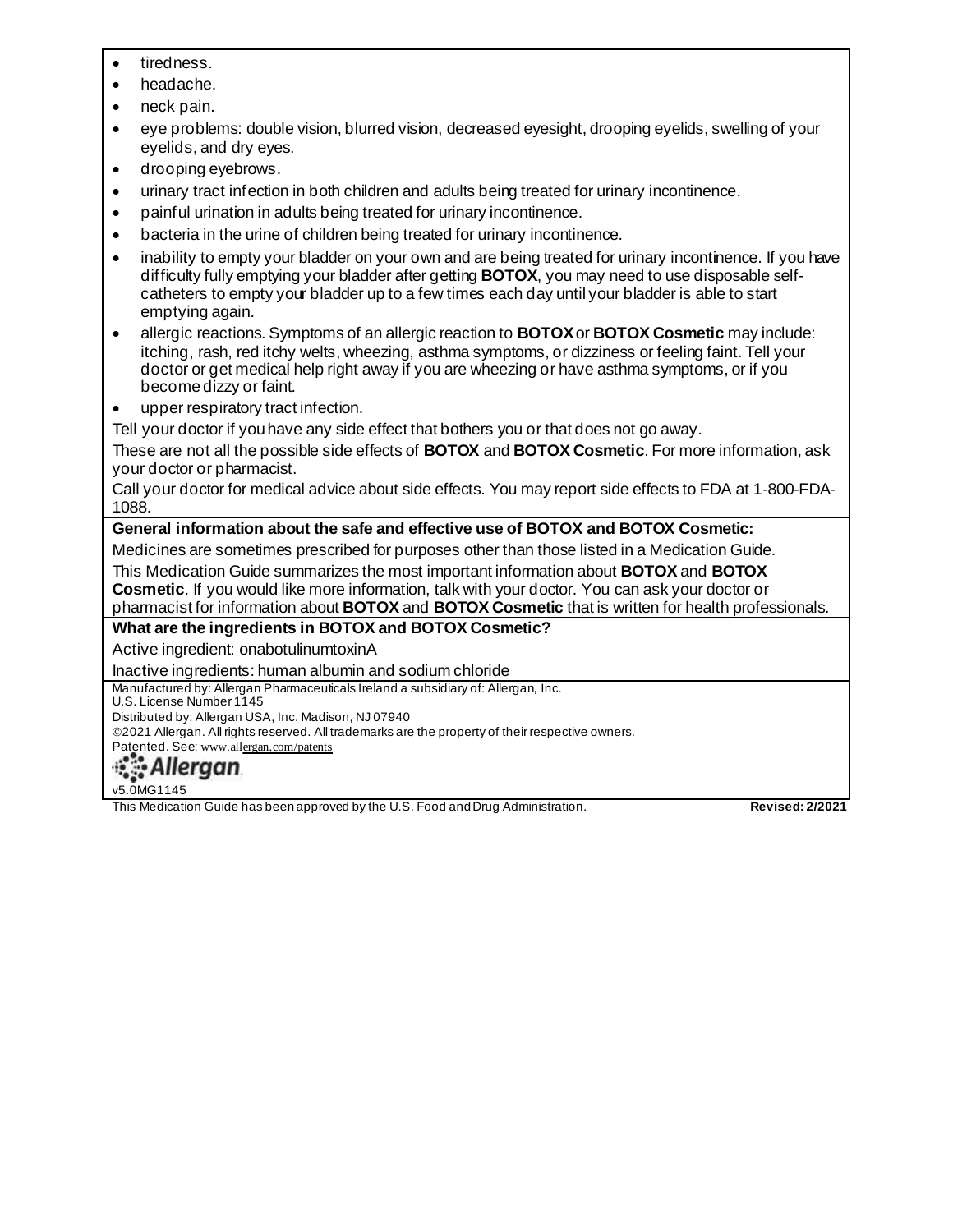- tiredness.
- headache.
- neck pain.
- eye problems: double vision, blurred vision, decreased eyesight, drooping eyelids, swelling of your eyelids, and dry eyes.
- drooping eyebrows.
- urinary tract infection in both children and adults being treated for urinary incontinence.
- painful urination in adults being treated for urinary incontinence.
- bacteria in the urine of children being treated for urinary incontinence.
- inability to empty your bladder on your own and are being treated for urinary incontinence. If you have difficulty fully emptying your bladder after getting **BOTOX**, you may need to use disposable self-catheters to empty your bladder up to a few times each day until your bladder is able to start emptying again.
- allergic reactions. Symptoms of an allergic reaction to **BOTOX** or **BOTOX Cosmetic** may include: itching, rash, red itchy welts, wheezing, asthma symptoms, or dizziness or feeling faint. Tell your doctor or get medical help right away if you are wheezing or have asthma symptoms, or if you become dizzy or faint.
- upper respiratory tract infection.

Tell your doctor if you have any side effect that bothers you or that does not go away.

These are not all the possible side effects of **BOTOX** and **BOTOX Cosmetic**. For more information, ask your doctor or pharmacist.

Call your doctor for medical advice about side effects. You may report side effects to FDA at 1-800-FDA-1088.

**General information about the safe and effective use of BOTOX and BOTOX Cosmetic:**

Medicines are sometimes prescribed for purposes other than those listed in a Medication Guide.

This Medication Guide summarizes the most important information about **BOTOX** and **BOTOX Cosmetic**. If you would like more information, talk with your doctor. You can ask your doctor or pharmacist for information about **BOTOX** and **BOTOX Cosmetic** that is written for health professionals.

**What are the ingredients in BOTOX and BOTOX Cosmetic?**

Active ingredient: onabotulinumtoxinA

Inactive ingredients: human albumin and sodium chloride

Manufactured by: Allergan Pharmaceuticals Ireland a subsidiary of: Allergan, Inc.
U.S. License Number 1145
Distributed by: Allergan USA, Inc. Madison, NJ 07940
©2021 Allergan. All rights reserved. All trademarks are the property of their respective owners.
Patented. See: www.allergan.com/patents

Allergan

v5.0MG1145

This Medication Guide has been approved by the U.S. Food and Drug Administration. **Revised: 2/2021**